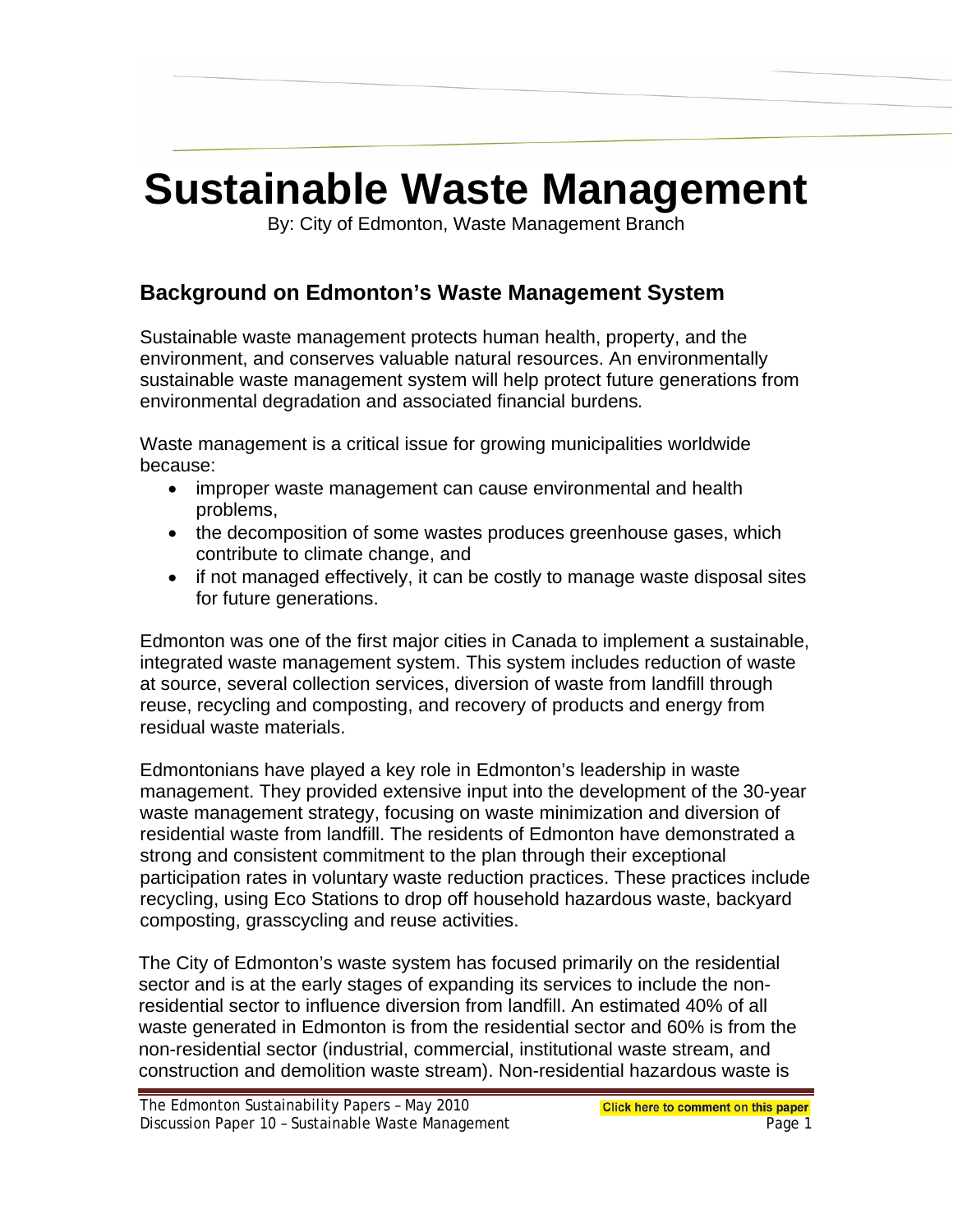# Sustainable Waste Management

By: City of Edmonton, Waste Management Branch

## Background on Edmonton's Waste Management System

Sustainable waste management protects human health, property, and the environment, and conserves valuable natural resources. An environmentally sustainable waste management system will help protect future generations from environmental degradation and associated financial burdens.

Waste management is a critical issue for growing municipalities worldwide because:

- improper waste management can cause environmental and health problems,
- the decomposition of some wastes produces greenhouse gases, which contribute to climate change, and
- if not managed effectively, it can be costly to manage waste disposal sites for future generations.

Edmonton was one of the first major cities in Canada to implement a sustainable, integrated waste management system. This system includes reduction of waste at source, several collection services, diversion of waste from landfill through reuse, recycling and composting, and recovery of products and energy from residual waste materials.

Edmontonians have played a key role in Edmonton's leadership in waste management. They provided extensive input into the development of the 30-year waste management strategy, focusing on waste minimization and diversion of residential waste from landfill. The residents of Edmonton have demonstrated a strong and consistent commitment to the plan through their exceptional participation rates in voluntary waste reduction practices. These practices include recycling, using Eco Stations to drop off household hazardous waste, backyard composting, grasscycling and reuse activities.

The City of Edmonton's waste system has focused primarily on the residential sector and is at the early stages of expanding its services to include the non-residential sector to influence diversion from landfill. An estimated 40% of all waste generated in Edmonton is from the residential sector and 60% is from the non-residential sector (industrial, commercial, institutional waste stream, and construction and demolition waste stream). Non-residential hazardous waste is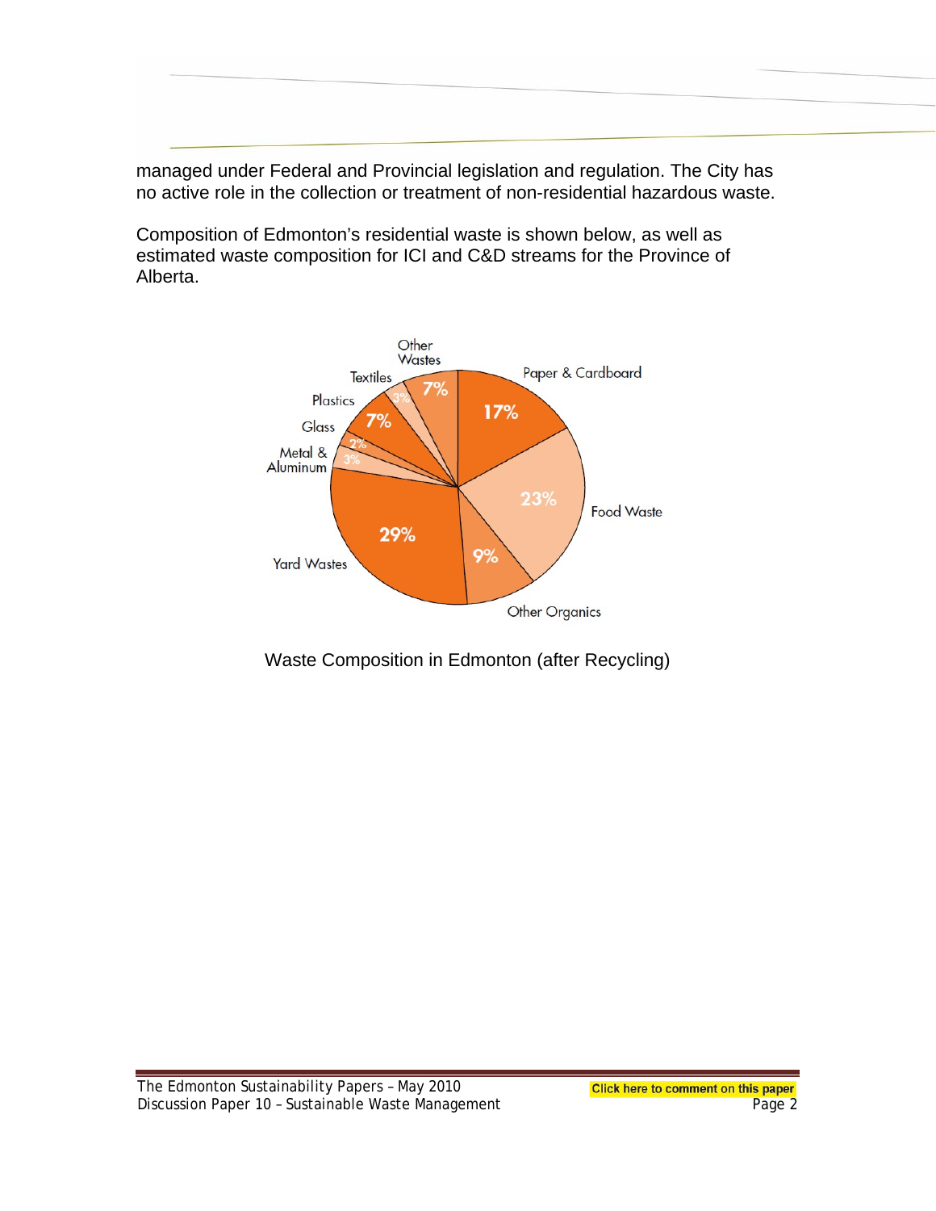managed under Federal and Provincial legislation and regulation. The City has no active role in the collection or treatment of non-residential hazardous waste.

Composition of Edmonton's residential waste is shown below, as well as estimated waste composition for ICI and C&D streams for the Province of Alberta.

| Category | Percentage |
|---|---|
| Paper & Cardboard | 17% |
| Food Waste | 23% |
| Other Organics | 9% |
| Yard Wastes | 29% |
| Metal & Aluminum | 3% |
| Glass | 2% |
| Plastics | 7% |
| Textiles | 3% |
| Other Wastes | 7% |

Waste Composition in Edmonton (after Recycling)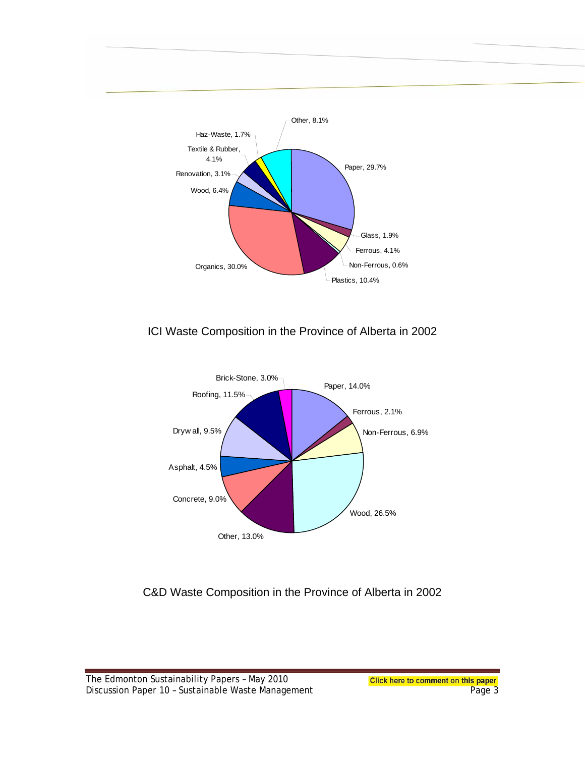Other, 8.1%

Haz-Waste, 1.7%

Textile & Rubber, 4.1%

Renovation, 3.1%

Wood, 6.4%

Organics, 30.0%

Plastics, 10.4%

Non-Ferrous, 0.6%

Ferrous, 4.1%

Glass, 1.9%

Paper, 29.7%

ICI Waste Composition in the Province of Alberta in 2002

Brick-Stone, 3.0%

Roofing, 11.5%

Drywall, 9.5%

Asphalt, 4.5%

Concrete, 9.0%

Other, 13.0%

Wood, 26.5%

Non-Ferrous, 6.9%

Ferrous, 2.1%

Paper, 14.0%

C&D Waste Composition in the Province of Alberta in 2002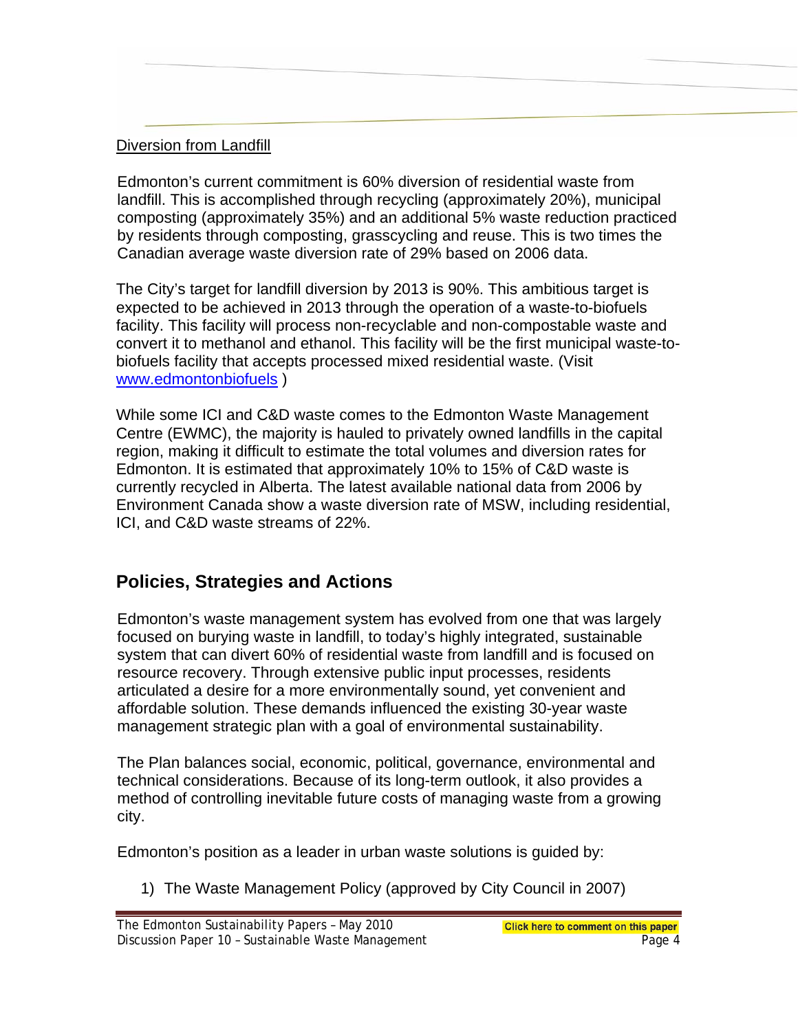Diversion from Landfill

Edmonton's current commitment is 60% diversion of residential waste from landfill. This is accomplished through recycling (approximately 20%), municipal composting (approximately 35%) and an additional 5% waste reduction practiced by residents through composting, grasscycling and reuse. This is two times the Canadian average waste diversion rate of 29% based on 2006 data.

The City's target for landfill diversion by 2013 is 90%. This ambitious target is expected to be achieved in 2013 through the operation of a waste-to-biofuels facility. This facility will process non-recyclable and non-compostable waste and convert it to methanol and ethanol. This facility will be the first municipal waste-to-biofuels facility that accepts processed mixed residential waste. (Visit [www.edmontonbiofuels](www.edmontonbiofuels) )

While some ICI and C&D waste comes to the Edmonton Waste Management Centre (EWMC), the majority is hauled to privately owned landfills in the capital region, making it difficult to estimate the total volumes and diversion rates for Edmonton. It is estimated that approximately 10% to 15% of C&D waste is currently recycled in Alberta. The latest available national data from 2006 by Environment Canada show a waste diversion rate of MSW, including residential, ICI, and C&D waste streams of 22%.

## Policies, Strategies and Actions

Edmonton's waste management system has evolved from one that was largely focused on burying waste in landfill, to today's highly integrated, sustainable system that can divert 60% of residential waste from landfill and is focused on resource recovery. Through extensive public input processes, residents articulated a desire for a more environmentally sound, yet convenient and affordable solution. These demands influenced the existing 30-year waste management strategic plan with a goal of environmental sustainability.

The Plan balances social, economic, political, governance, environmental and technical considerations. Because of its long-term outlook, it also provides a method of controlling inevitable future costs of managing waste from a growing city.

Edmonton's position as a leader in urban waste solutions is guided by:

1) The Waste Management Policy (approved by City Council in 2007)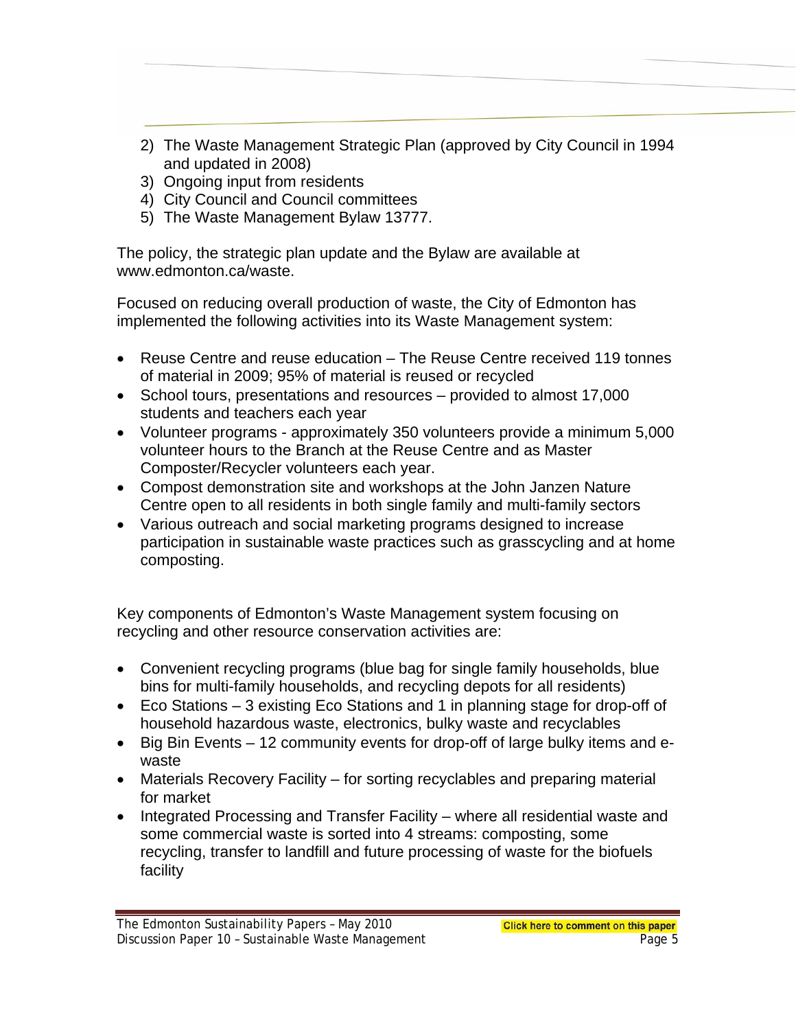2) The Waste Management Strategic Plan (approved by City Council in 1994 and updated in 2008)
3) Ongoing input from residents
4) City Council and Council committees
5) The Waste Management Bylaw 13777.

The policy, the strategic plan update and the Bylaw are available at www.edmonton.ca/waste.

Focused on reducing overall production of waste, the City of Edmonton has implemented the following activities into its Waste Management system:

- Reuse Centre and reuse education – The Reuse Centre received 119 tonnes of material in 2009; 95% of material is reused or recycled
- School tours, presentations and resources – provided to almost 17,000 students and teachers each year
- Volunteer programs - approximately 350 volunteers provide a minimum 5,000 volunteer hours to the Branch at the Reuse Centre and as Master Composter/Recycler volunteers each year.
- Compost demonstration site and workshops at the John Janzen Nature Centre open to all residents in both single family and multi-family sectors
- Various outreach and social marketing programs designed to increase participation in sustainable waste practices such as grasscycling and at home composting.

Key components of Edmonton's Waste Management system focusing on recycling and other resource conservation activities are:

- Convenient recycling programs (blue bag for single family households, blue bins for multi-family households, and recycling depots for all residents)
- Eco Stations – 3 existing Eco Stations and 1 in planning stage for drop-off of household hazardous waste, electronics, bulky waste and recyclables
- Big Bin Events – 12 community events for drop-off of large bulky items and e-waste
- Materials Recovery Facility – for sorting recyclables and preparing material for market
- Integrated Processing and Transfer Facility – where all residential waste and some commercial waste is sorted into 4 streams: composting, some recycling, transfer to landfill and future processing of waste for the biofuels facility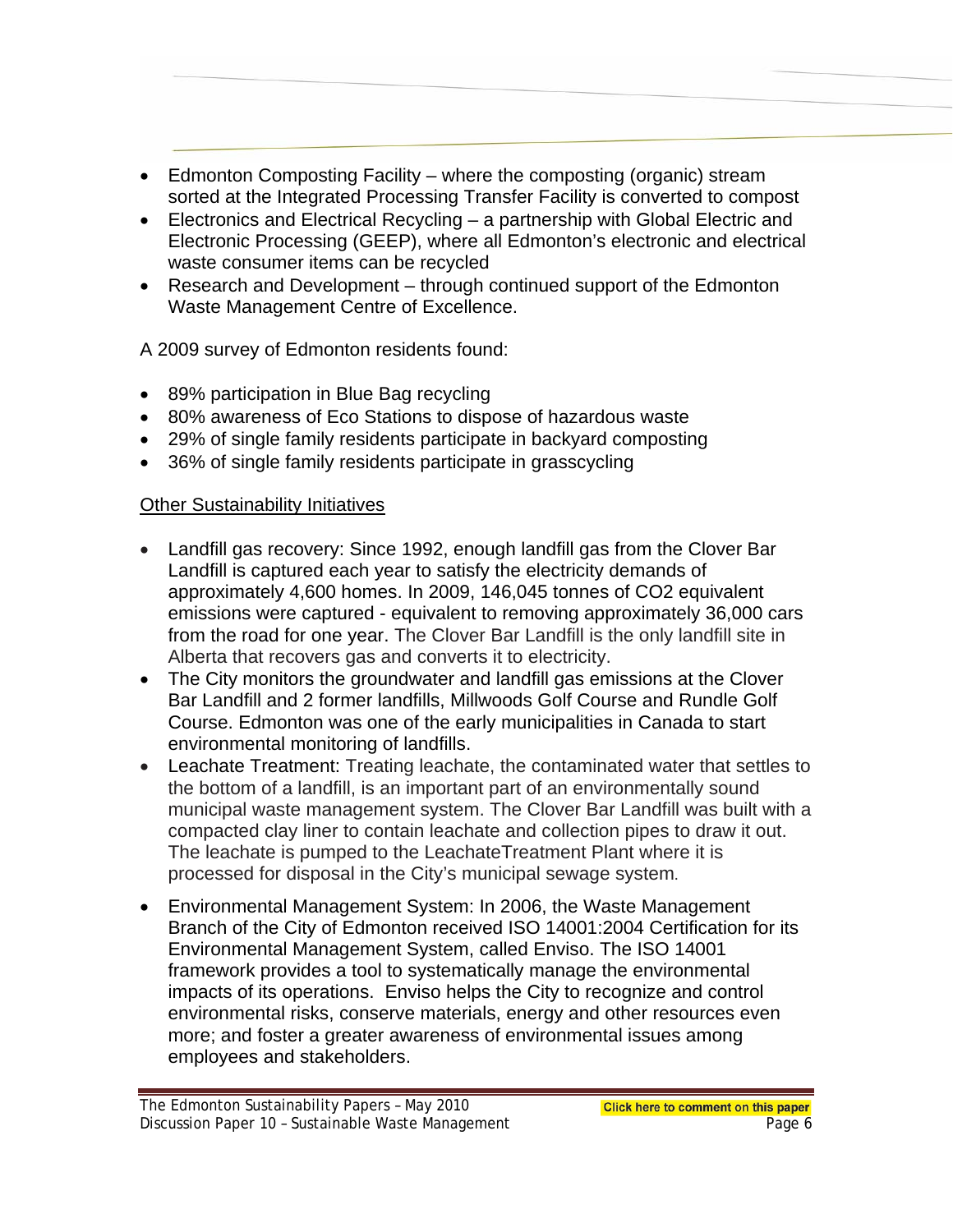- Edmonton Composting Facility – where the composting (organic) stream sorted at the Integrated Processing Transfer Facility is converted to compost
- Electronics and Electrical Recycling – a partnership with Global Electric and Electronic Processing (GEEP), where all Edmonton's electronic and electrical waste consumer items can be recycled
- Research and Development – through continued support of the Edmonton Waste Management Centre of Excellence.

A 2009 survey of Edmonton residents found:

- 89% participation in Blue Bag recycling
- 80% awareness of Eco Stations to dispose of hazardous waste
- 29% of single family residents participate in backyard composting
- 36% of single family residents participate in grasscycling

<u>Other Sustainability Initiatives</u>

- Landfill gas recovery: Since 1992, enough landfill gas from the Clover Bar Landfill is captured each year to satisfy the electricity demands of approximately 4,600 homes. In 2009, 146,045 tonnes of $CO_2$ equivalent emissions were captured - equivalent to removing approximately 36,000 cars from the road for one year. The Clover Bar Landfill is the only landfill site in Alberta that recovers gas and converts it to electricity.
- The City monitors the groundwater and landfill gas emissions at the Clover Bar Landfill and 2 former landfills, Millwoods Golf Course and Rundle Golf Course. Edmonton was one of the early municipalities in Canada to start environmental monitoring of landfills.
- Leachate Treatment: Treating leachate, the contaminated water that settles to the bottom of a landfill, is an important part of an environmentally sound municipal waste management system. The Clover Bar Landfill was built with a compacted clay liner to contain leachate and collection pipes to draw it out. The leachate is pumped to the LeachateTreatment Plant where it is processed for disposal in the City's municipal sewage system.
- Environmental Management System: In 2006, the Waste Management Branch of the City of Edmonton received ISO 14001:2004 Certification for its Environmental Management System, called Enviso. The ISO 14001 framework provides a tool to systematically manage the environmental impacts of its operations. Enviso helps the City to recognize and control environmental risks, conserve materials, energy and other resources even more; and foster a greater awareness of environmental issues among employees and stakeholders.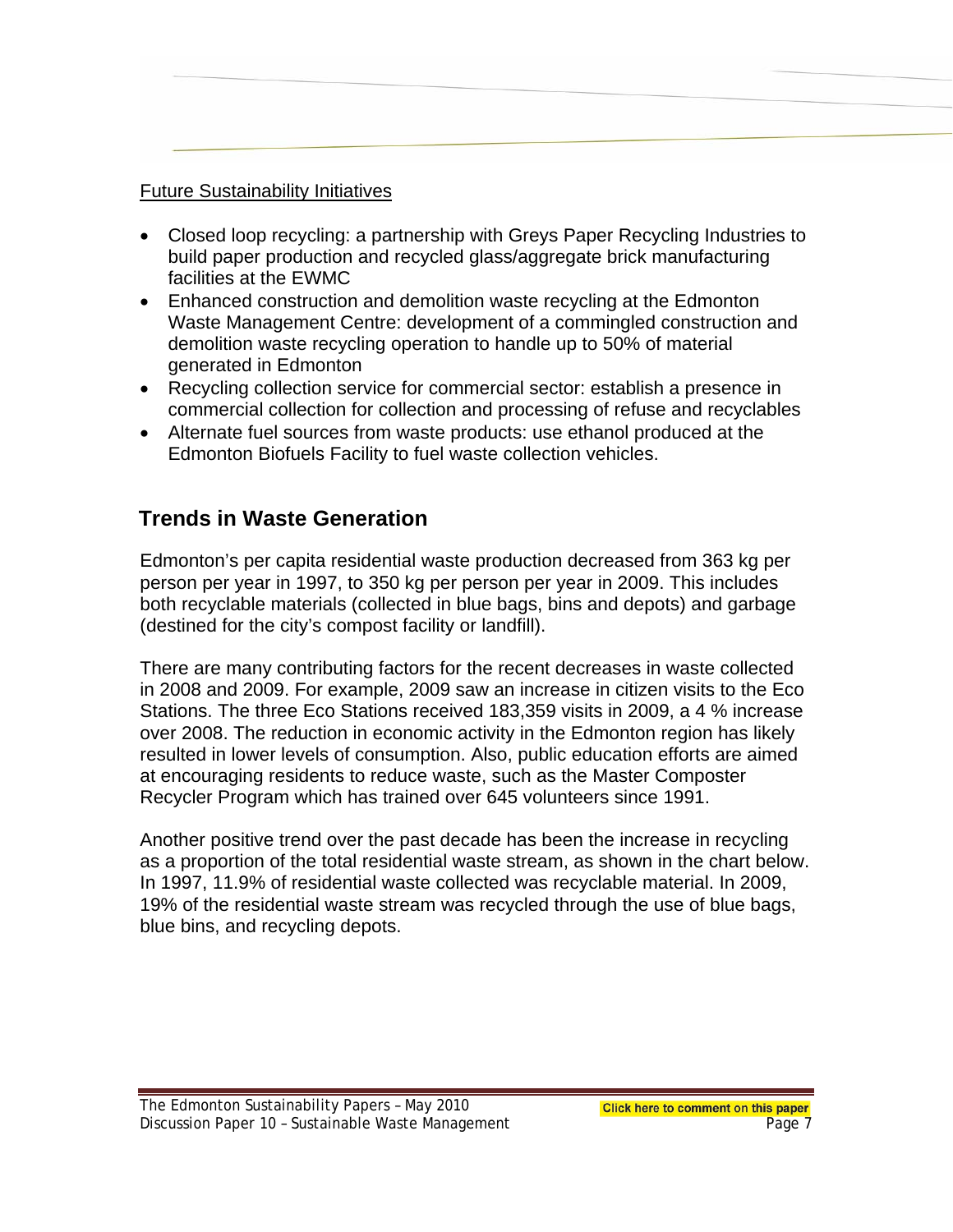Future Sustainability Initiatives

- Closed loop recycling: a partnership with Greys Paper Recycling Industries to build paper production and recycled glass/aggregate brick manufacturing facilities at the EWMC
- Enhanced construction and demolition waste recycling at the Edmonton Waste Management Centre: development of a commingled construction and demolition waste recycling operation to handle up to 50% of material generated in Edmonton
- Recycling collection service for commercial sector: establish a presence in commercial collection for collection and processing of refuse and recyclables
- Alternate fuel sources from waste products: use ethanol produced at the Edmonton Biofuels Facility to fuel waste collection vehicles.

## Trends in Waste Generation

Edmonton's per capita residential waste production decreased from 363 kg per person per year in 1997, to 350 kg per person per year in 2009. This includes both recyclable materials (collected in blue bags, bins and depots) and garbage (destined for the city's compost facility or landfill).

There are many contributing factors for the recent decreases in waste collected in 2008 and 2009. For example, 2009 saw an increase in citizen visits to the Eco Stations. The three Eco Stations received 183,359 visits in 2009, a 4 % increase over 2008. The reduction in economic activity in the Edmonton region has likely resulted in lower levels of consumption. Also, public education efforts are aimed at encouraging residents to reduce waste, such as the Master Composter Recycler Program which has trained over 645 volunteers since 1991.

Another positive trend over the past decade has been the increase in recycling as a proportion of the total residential waste stream, as shown in the chart below. In 1997, 11.9% of residential waste collected was recyclable material. In 2009, 19% of the residential waste stream was recycled through the use of blue bags, blue bins, and recycling depots.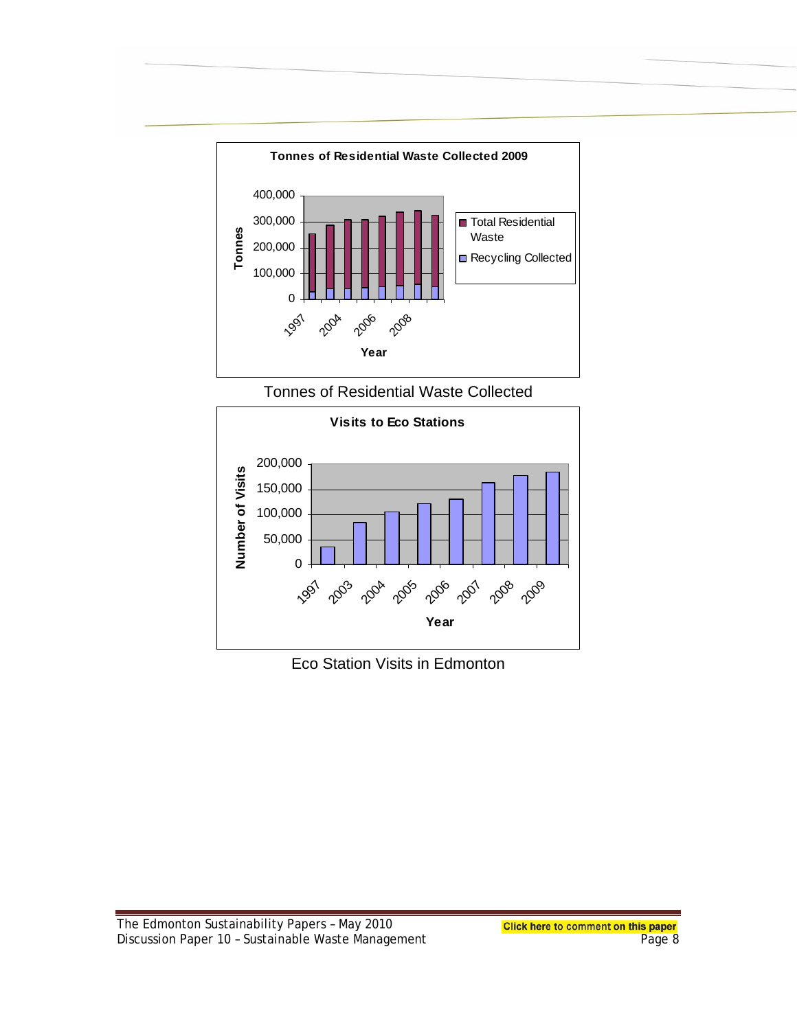**Tonnes of Residential Waste Collected 2009**

Tonnes of Residential Waste Collected

**Visits to Eco Stations**

Eco Station Visits in Edmonton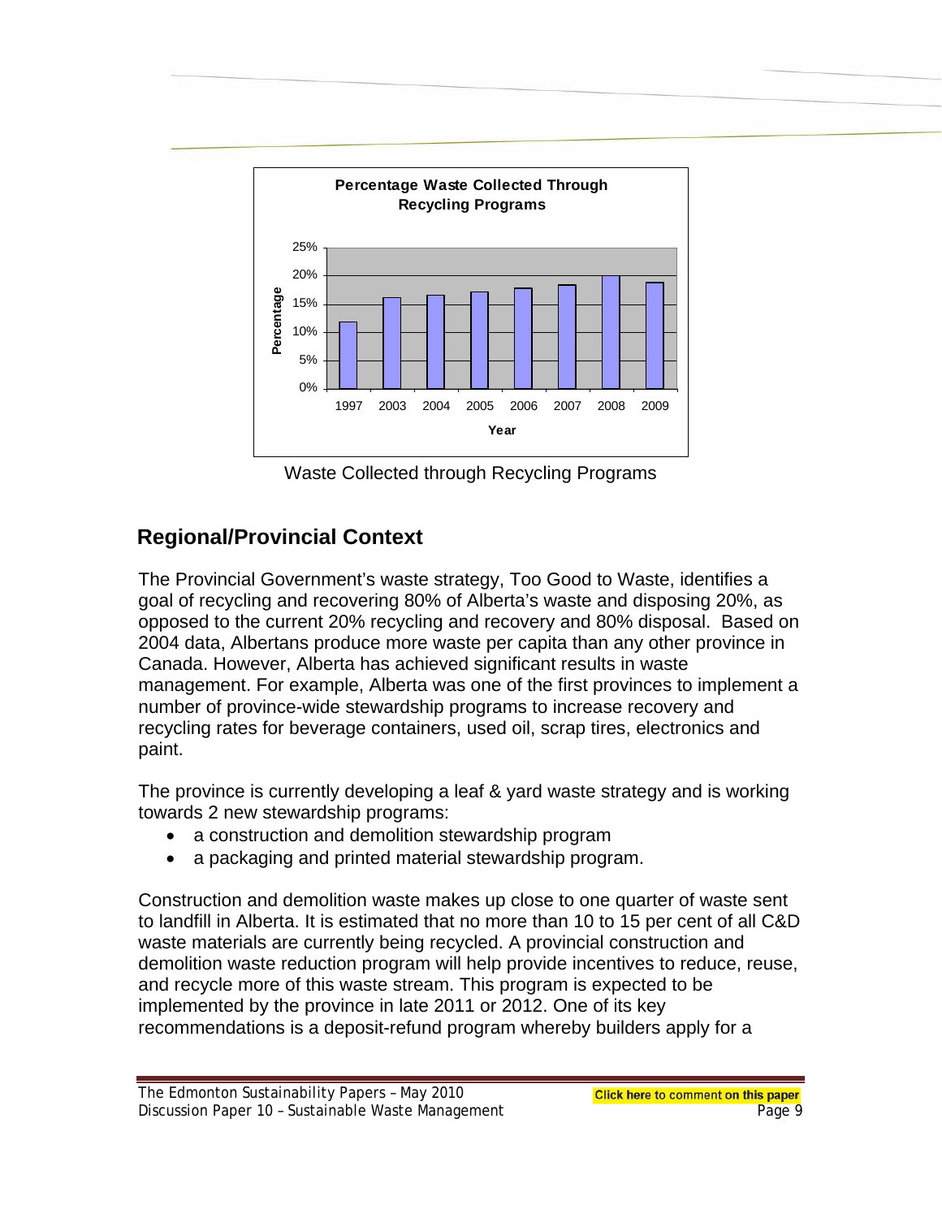Waste Collected through Recycling Programs

## Regional/Provincial Context

The Provincial Government's waste strategy, Too Good to Waste, identifies a goal of recycling and recovering 80% of Alberta's waste and disposing 20%, as opposed to the current 20% recycling and recovery and 80% disposal. Based on 2004 data, Albertans produce more waste per capita than any other province in Canada. However, Alberta has achieved significant results in waste management. For example, Alberta was one of the first provinces to implement a number of province-wide stewardship programs to increase recovery and recycling rates for beverage containers, used oil, scrap tires, electronics and paint.

The province is currently developing a leaf & yard waste strategy and is working towards 2 new stewardship programs:

- a construction and demolition stewardship program
- a packaging and printed material stewardship program.

Construction and demolition waste makes up close to one quarter of waste sent to landfill in Alberta. It is estimated that no more than 10 to 15 per cent of all C&D waste materials are currently being recycled. A provincial construction and demolition waste reduction program will help provide incentives to reduce, reuse, and recycle more of this waste stream. This program is expected to be implemented by the province in late 2011 or 2012. One of its key recommendations is a deposit-refund program whereby builders apply for a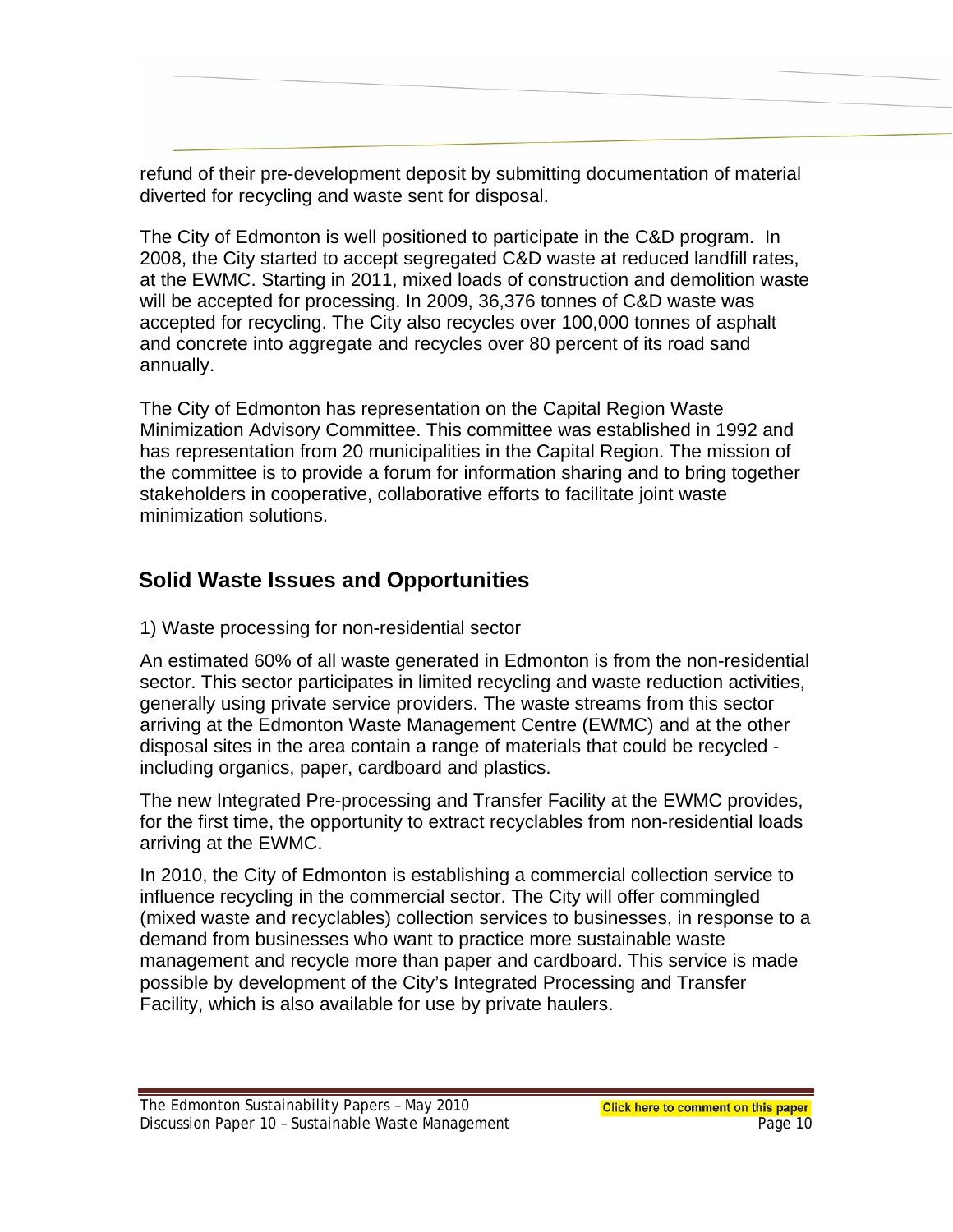refund of their pre-development deposit by submitting documentation of material diverted for recycling and waste sent for disposal.

The City of Edmonton is well positioned to participate in the C&D program. In 2008, the City started to accept segregated C&D waste at reduced landfill rates, at the EWMC. Starting in 2011, mixed loads of construction and demolition waste will be accepted for processing. In 2009, 36,376 tonnes of C&D waste was accepted for recycling. The City also recycles over 100,000 tonnes of asphalt and concrete into aggregate and recycles over 80 percent of its road sand annually.

The City of Edmonton has representation on the Capital Region Waste Minimization Advisory Committee. This committee was established in 1992 and has representation from 20 municipalities in the Capital Region. The mission of the committee is to provide a forum for information sharing and to bring together stakeholders in cooperative, collaborative efforts to facilitate joint waste minimization solutions.

## Solid Waste Issues and Opportunities

1) Waste processing for non-residential sector

An estimated 60% of all waste generated in Edmonton is from the non-residential sector. This sector participates in limited recycling and waste reduction activities, generally using private service providers. The waste streams from this sector arriving at the Edmonton Waste Management Centre (EWMC) and at the other disposal sites in the area contain a range of materials that could be recycled - including organics, paper, cardboard and plastics.

The new Integrated Pre-processing and Transfer Facility at the EWMC provides, for the first time, the opportunity to extract recyclables from non-residential loads arriving at the EWMC.

In 2010, the City of Edmonton is establishing a commercial collection service to influence recycling in the commercial sector. The City will offer commingled (mixed waste and recyclables) collection services to businesses, in response to a demand from businesses who want to practice more sustainable waste management and recycle more than paper and cardboard. This service is made possible by development of the City's Integrated Processing and Transfer Facility, which is also available for use by private haulers.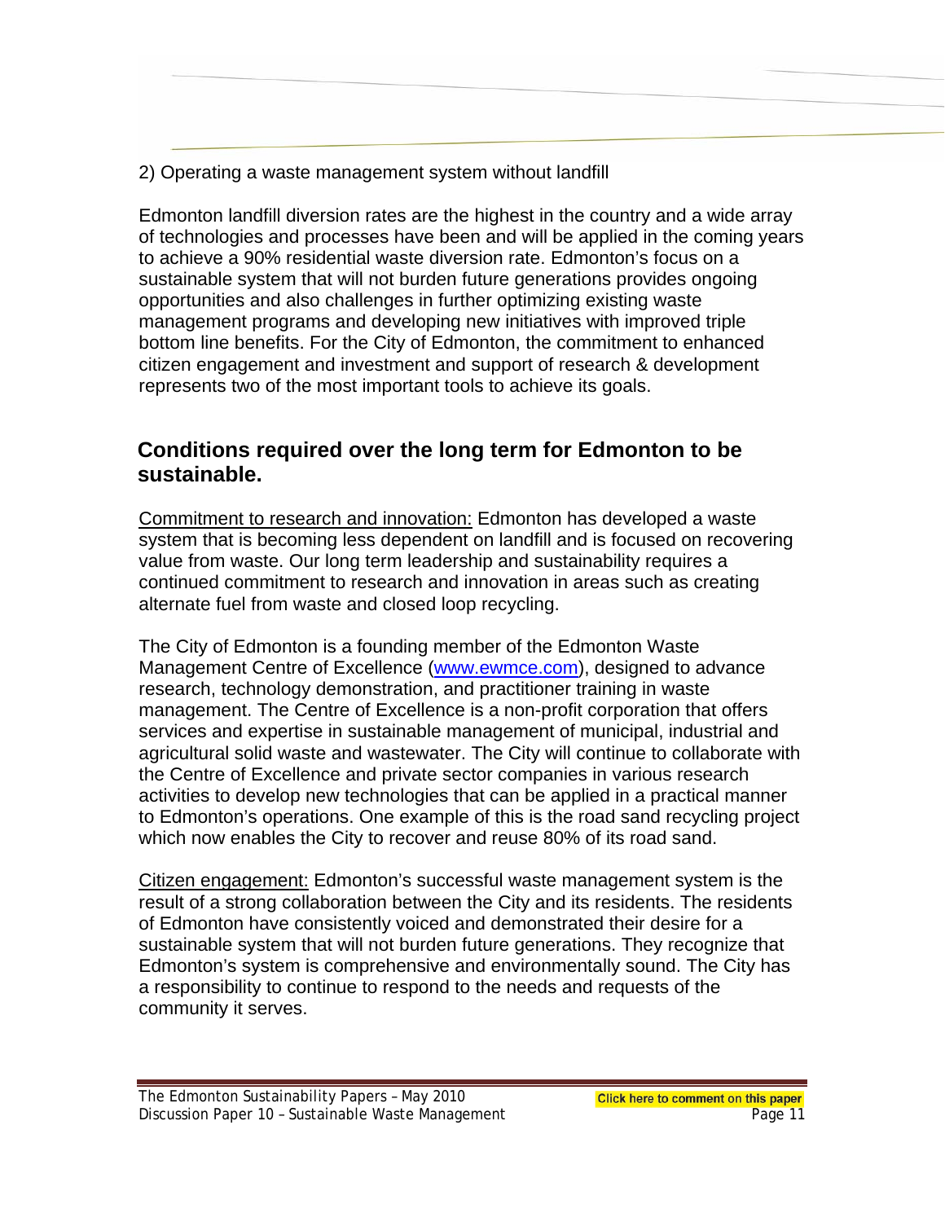2) Operating a waste management system without landfill

Edmonton landfill diversion rates are the highest in the country and a wide array of technologies and processes have been and will be applied in the coming years to achieve a 90% residential waste diversion rate. Edmonton's focus on a sustainable system that will not burden future generations provides ongoing opportunities and also challenges in further optimizing existing waste management programs and developing new initiatives with improved triple bottom line benefits. For the City of Edmonton, the commitment to enhanced citizen engagement and investment and support of research & development represents two of the most important tools to achieve its goals.

## Conditions required over the long term for Edmonton to be sustainable.

<u>Commitment to research and innovation:</u> Edmonton has developed a waste system that is becoming less dependent on landfill and is focused on recovering value from waste. Our long term leadership and sustainability requires a continued commitment to research and innovation in areas such as creating alternate fuel from waste and closed loop recycling.

The City of Edmonton is a founding member of the Edmonton Waste Management Centre of Excellence (www.ewmce.com), designed to advance research, technology demonstration, and practitioner training in waste management. The Centre of Excellence is a non-profit corporation that offers services and expertise in sustainable management of municipal, industrial and agricultural solid waste and wastewater. The City will continue to collaborate with the Centre of Excellence and private sector companies in various research activities to develop new technologies that can be applied in a practical manner to Edmonton's operations. One example of this is the road sand recycling project which now enables the City to recover and reuse 80% of its road sand.

<u>Citizen engagement:</u> Edmonton's successful waste management system is the result of a strong collaboration between the City and its residents. The residents of Edmonton have consistently voiced and demonstrated their desire for a sustainable system that will not burden future generations. They recognize that Edmonton's system is comprehensive and environmentally sound. The City has a responsibility to continue to respond to the needs and requests of the community it serves.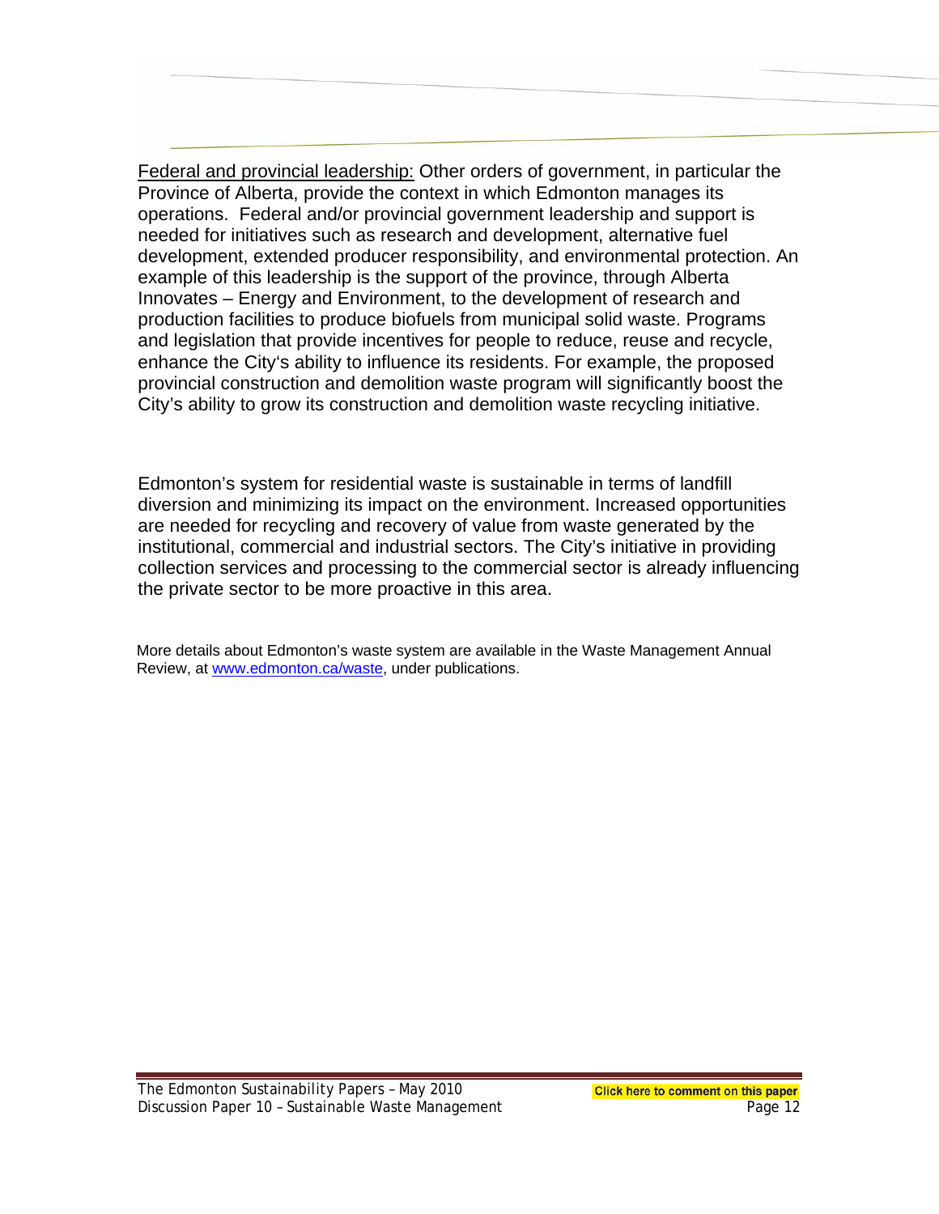Federal and provincial leadership: Other orders of government, in particular the Province of Alberta, provide the context in which Edmonton manages its operations. Federal and/or provincial government leadership and support is needed for initiatives such as research and development, alternative fuel development, extended producer responsibility, and environmental protection. An example of this leadership is the support of the province, through Alberta Innovates – Energy and Environment, to the development of research and production facilities to produce biofuels from municipal solid waste. Programs and legislation that provide incentives for people to reduce, reuse and recycle, enhance the City's ability to influence its residents. For example, the proposed provincial construction and demolition waste program will significantly boost the City's ability to grow its construction and demolition waste recycling initiative.

Edmonton's system for residential waste is sustainable in terms of landfill diversion and minimizing its impact on the environment. Increased opportunities are needed for recycling and recovery of value from waste generated by the institutional, commercial and industrial sectors. The City's initiative in providing collection services and processing to the commercial sector is already influencing the private sector to be more proactive in this area.

More details about Edmonton's waste system are available in the Waste Management Annual Review, at www.edmonton.ca/waste, under publications.